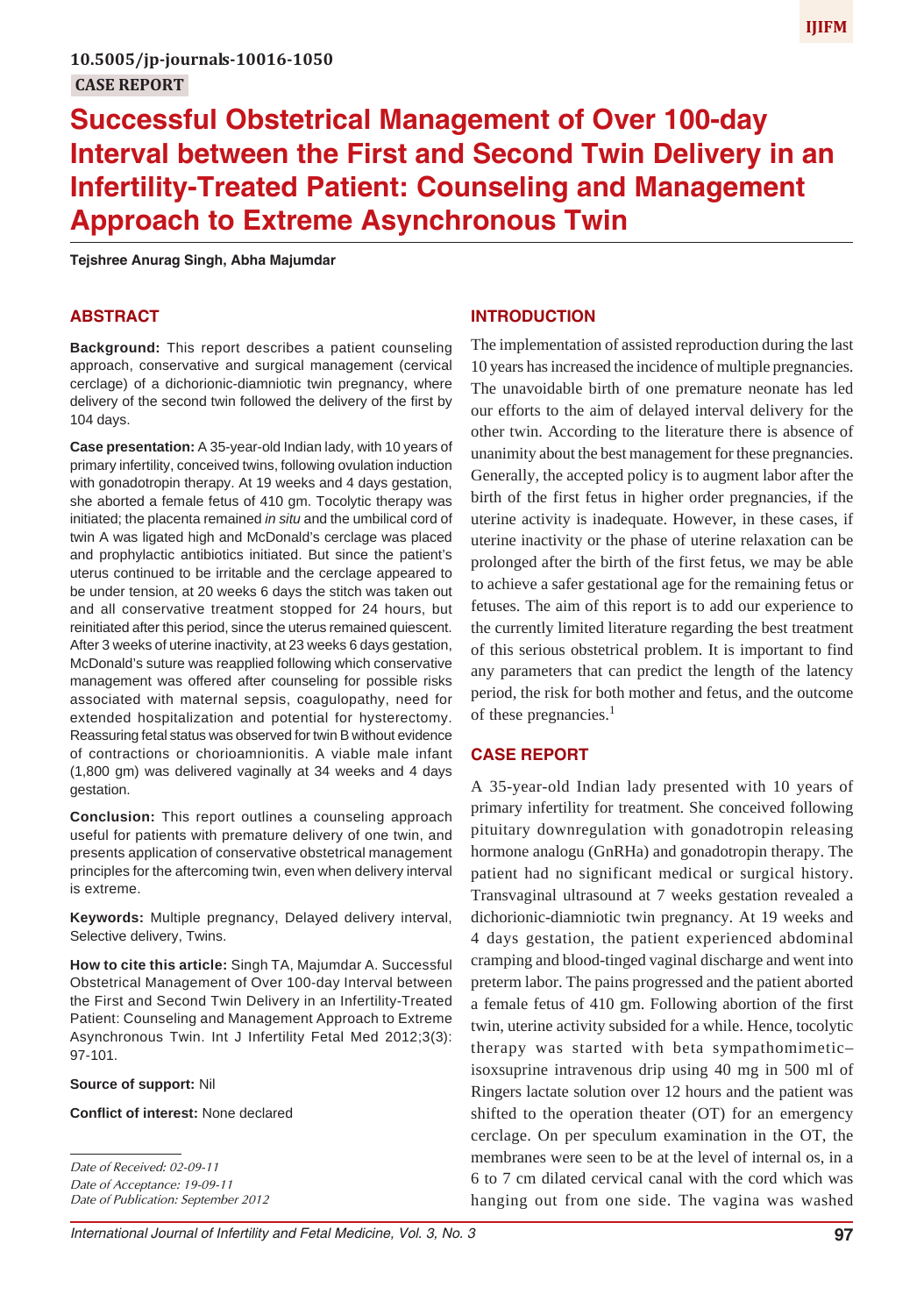10.5005/jp-journals-10016-1050

CASE REPORT

# Successful Obstetrical Management of Over 100-day Interval between the First and Second Twin Delivery in an Infertility-Treated Patient: Counseling and Management Approach to Extreme Asynchronous Twin

**Tejshree Anurag Singh, Abha Majumdar**

## ABSTRACT

**Background:** This report describes a patient counseling approach, conservative and surgical management (cervical cerclage) of a dichorionic-diamniotic twin pregnancy, where delivery of the second twin followed the delivery of the first by 104 days.

**Case presentation:** A 35-year-old Indian lady, with 10 years of primary infertility, conceived twins, following ovulation induction with gonadotropin therapy. At 19 weeks and 4 days gestation, she aborted a female fetus of 410 gm. Tocolytic therapy was initiated; the placenta remained *in situ* and the umbilical cord of twin A was ligated high and McDonald's cerclage was placed and prophylactic antibiotics initiated. But since the patient's uterus continued to be irritable and the cerclage appeared to be under tension, at 20 weeks 6 days the stitch was taken out and all conservative treatment stopped for 24 hours, but reinitiated after this period, since the uterus remained quiescent. After 3 weeks of uterine inactivity, at 23 weeks 6 days gestation, McDonald's suture was reapplied following which conservative management was offered after counseling for possible risks associated with maternal sepsis, coagulopathy, need for extended hospitalization and potential for hysterectomy. Reassuring fetal status was observed for twin B without evidence of contractions or chorioamnionitis. A viable male infant (1,800 gm) was delivered vaginally at 34 weeks and 4 days gestation.

**Conclusion:** This report outlines a counseling approach useful for patients with premature delivery of one twin, and presents application of conservative obstetrical management principles for the aftercoming twin, even when delivery interval is extreme.

**Keywords:** Multiple pregnancy, Delayed delivery interval, Selective delivery, Twins.

**How to cite this article:** Singh TA, Majumdar A. Successful Obstetrical Management of Over 100-day Interval between the First and Second Twin Delivery in an Infertility-Treated Patient: Counseling and Management Approach to Extreme Asynchronous Twin. Int J Infertility Fetal Med 2012;3(3): 97-101.

**Source of support:** Nil

**Conflict of interest:** None declared

*Date of Received: 02-09-11*
*Date of Acceptance: 19-09-11*
*Date of Publication: September 2012*

## INTRODUCTION

The implementation of assisted reproduction during the last 10 years has increased the incidence of multiple pregnancies. The unavoidable birth of one premature neonate has led our efforts to the aim of delayed interval delivery for the other twin. According to the literature there is absence of unanimity about the best management for these pregnancies. Generally, the accepted policy is to augment labor after the birth of the first fetus in higher order pregnancies, if the uterine activity is inadequate. However, in these cases, if uterine inactivity or the phase of uterine relaxation can be prolonged after the birth of the first fetus, we may be able to achieve a safer gestational age for the remaining fetus or fetuses. The aim of this report is to add our experience to the currently limited literature regarding the best treatment of this serious obstetrical problem. It is important to find any parameters that can predict the length of the latency period, the risk for both mother and fetus, and the outcome of these pregnancies.[1]

## CASE REPORT

A 35-year-old Indian lady presented with 10 years of primary infertility for treatment. She conceived following pituitary downregulation with gonadotropin releasing hormone analogu (GnRHa) and gonadotropin therapy. The patient had no significant medical or surgical history. Transvaginal ultrasound at 7 weeks gestation revealed a dichorionic-diamniotic twin pregnancy. At 19 weeks and 4 days gestation, the patient experienced abdominal cramping and blood-tinged vaginal discharge and went into preterm labor. The pains progressed and the patient aborted a female fetus of 410 gm. Following abortion of the first twin, uterine activity subsided for a while. Hence, tocolytic therapy was started with beta sympathomimetic–isoxsuprine intravenous drip using 40 mg in 500 ml of Ringers lactate solution over 12 hours and the patient was shifted to the operation theater (OT) for an emergency cerclage. On per speculum examination in the OT, the membranes were seen to be at the level of internal os, in a 6 to 7 cm dilated cervical canal with the cord which was hanging out from one side. The vagina was washed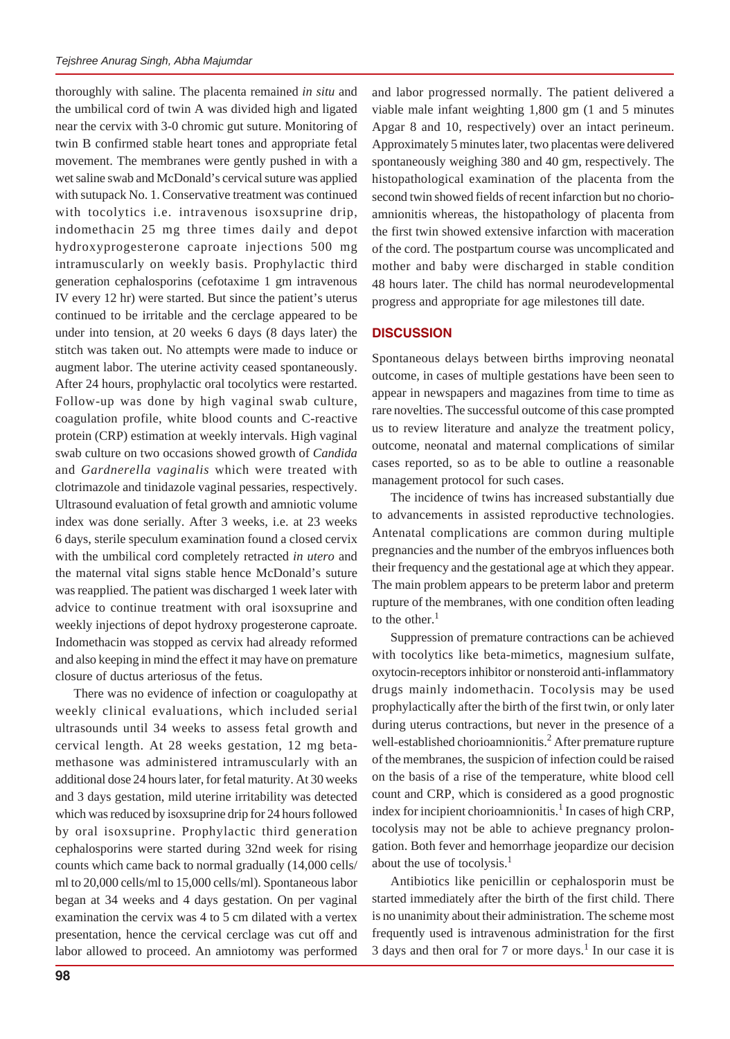thoroughly with saline. The placenta remained *in situ* and the umbilical cord of twin A was divided high and ligated near the cervix with 3-0 chromic gut suture. Monitoring of twin B confirmed stable heart tones and appropriate fetal movement. The membranes were gently pushed in with a wet saline swab and McDonald's cervical suture was applied with sutupack No. 1. Conservative treatment was continued with tocolytics i.e. intravenous isoxsuprine drip, indomethacin 25 mg three times daily and depot hydroxyprogesterone caproate injections 500 mg intramuscularly on weekly basis. Prophylactic third generation cephalosporins (cefotaxime 1 gm intravenous IV every 12 hr) were started. But since the patient's uterus continued to be irritable and the cerclage appeared to be under into tension, at 20 weeks 6 days (8 days later) the stitch was taken out. No attempts were made to induce or augment labor. The uterine activity ceased spontaneously. After 24 hours, prophylactic oral tocolytics were restarted. Follow-up was done by high vaginal swab culture, coagulation profile, white blood counts and C-reactive protein (CRP) estimation at weekly intervals. High vaginal swab culture on two occasions showed growth of *Candida* and *Gardnerella vaginalis* which were treated with clotrimazole and tinidazole vaginal pessaries, respectively. Ultrasound evaluation of fetal growth and amniotic volume index was done serially. After 3 weeks, i.e. at 23 weeks 6 days, sterile speculum examination found a closed cervix with the umbilical cord completely retracted *in utero* and the maternal vital signs stable hence McDonald's suture was reapplied. The patient was discharged 1 week later with advice to continue treatment with oral isoxsuprine and weekly injections of depot hydroxy progesterone caproate. Indomethacin was stopped as cervix had already reformed and also keeping in mind the effect it may have on premature closure of ductus arteriosus of the fetus.

There was no evidence of infection or coagulopathy at weekly clinical evaluations, which included serial ultrasounds until 34 weeks to assess fetal growth and cervical length. At 28 weeks gestation, 12 mg betamethasone was administered intramuscularly with an additional dose 24 hours later, for fetal maturity. At 30 weeks and 3 days gestation, mild uterine irritability was detected which was reduced by isoxsuprine drip for 24 hours followed by oral isoxsuprine. Prophylactic third generation cephalosporins were started during 32nd week for rising counts which came back to normal gradually (14,000 cells/ml to 20,000 cells/ml to 15,000 cells/ml). Spontaneous labor began at 34 weeks and 4 days gestation. On per vaginal examination the cervix was 4 to 5 cm dilated with a vertex presentation, hence the cervical cerclage was cut off and labor allowed to proceed. An amniotomy was performed and labor progressed normally. The patient delivered a viable male infant weighting 1,800 gm (1 and 5 minutes Apgar 8 and 10, respectively) over an intact perineum. Approximately 5 minutes later, two placentas were delivered spontaneously weighing 380 and 40 gm, respectively. The histopathological examination of the placenta from the second twin showed fields of recent infarction but no chorioamnionitis whereas, the histopathology of placenta from the first twin showed extensive infarction with maceration of the cord. The postpartum course was uncomplicated and mother and baby were discharged in stable condition 48 hours later. The child has normal neurodevelopmental progress and appropriate for age milestones till date.

## DISCUSSION

Spontaneous delays between births improving neonatal outcome, in cases of multiple gestations have been seen to appear in newspapers and magazines from time to time as rare novelties. The successful outcome of this case prompted us to review literature and analyze the treatment policy, outcome, neonatal and maternal complications of similar cases reported, so as to be able to outline a reasonable management protocol for such cases.

The incidence of twins has increased substantially due to advancements in assisted reproductive technologies. Antenatal complications are common during multiple pregnancies and the number of the embryos influences both their frequency and the gestational age at which they appear. The main problem appears to be preterm labor and preterm rupture of the membranes, with one condition often leading to the other.[1]

Suppression of premature contractions can be achieved with tocolytics like beta-mimetics, magnesium sulfate, oxytocin-receptors inhibitor or nonsteroid anti-inflammatory drugs mainly indomethacin. Tocolysis may be used prophylactically after the birth of the first twin, or only later during uterus contractions, but never in the presence of a well-established chorioamnionitis.[2] After premature rupture of the membranes, the suspicion of infection could be raised on the basis of a rise of the temperature, white blood cell count and CRP, which is considered as a good prognostic index for incipient chorioamnionitis.[1] In cases of high CRP, tocolysis may not be able to achieve pregnancy prolongation. Both fever and hemorrhage jeopardize our decision about the use of tocolysis.[1]

Antibiotics like penicillin or cephalosporin must be started immediately after the birth of the first child. There is no unanimity about their administration. The scheme most frequently used is intravenous administration for the first 3 days and then oral for 7 or more days.[1] In our case it is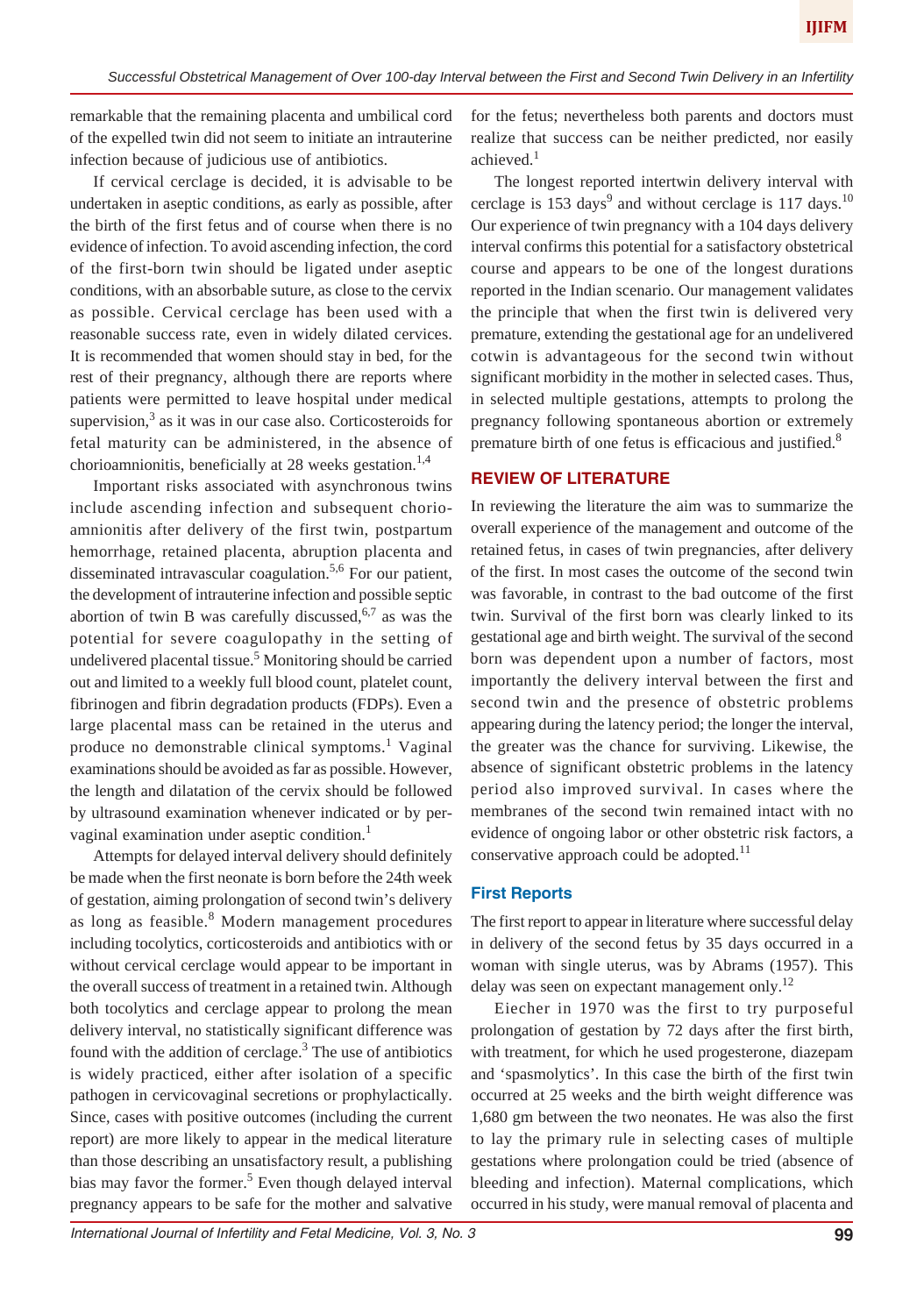remarkable that the remaining placenta and umbilical cord of the expelled twin did not seem to initiate an intrauterine infection because of judicious use of antibiotics.

If cervical cerclage is decided, it is advisable to be undertaken in aseptic conditions, as early as possible, after the birth of the first fetus and of course when there is no evidence of infection. To avoid ascending infection, the cord of the first-born twin should be ligated under aseptic conditions, with an absorbable suture, as close to the cervix as possible. Cervical cerclage has been used with a reasonable success rate, even in widely dilated cervices. It is recommended that women should stay in bed, for the rest of their pregnancy, although there are reports where patients were permitted to leave hospital under medical supervision,[3] as it was in our case also. Corticosteroids for fetal maturity can be administered, in the absence of chorioamnionitis, beneficially at 28 weeks gestation.[1,4]

Important risks associated with asynchronous twins include ascending infection and subsequent chorioamnionitis after delivery of the first twin, postpartum hemorrhage, retained placenta, abruption placenta and disseminated intravascular coagulation.[5,6] For our patient, the development of intrauterine infection and possible septic abortion of twin B was carefully discussed,[6,7] as was the potential for severe coagulopathy in the setting of undelivered placental tissue.[5] Monitoring should be carried out and limited to a weekly full blood count, platelet count, fibrinogen and fibrin degradation products (FDPs). Even a large placental mass can be retained in the uterus and produce no demonstrable clinical symptoms.[1] Vaginal examinations should be avoided as far as possible. However, the length and dilatation of the cervix should be followed by ultrasound examination whenever indicated or by per-vaginal examination under aseptic condition.[1]

Attempts for delayed interval delivery should definitely be made when the first neonate is born before the 24th week of gestation, aiming prolongation of second twin's delivery as long as feasible.[8] Modern management procedures including tocolytics, corticosteroids and antibiotics with or without cervical cerclage would appear to be important in the overall success of treatment in a retained twin. Although both tocolytics and cerclage appear to prolong the mean delivery interval, no statistically significant difference was found with the addition of cerclage.[3] The use of antibiotics is widely practiced, either after isolation of a specific pathogen in cervicovaginal secretions or prophylactically. Since, cases with positive outcomes (including the current report) are more likely to appear in the medical literature than those describing an unsatisfactory result, a publishing bias may favor the former.[5] Even though delayed interval pregnancy appears to be safe for the mother and salvative for the fetus; nevertheless both parents and doctors must realize that success can be neither predicted, nor easily achieved.[1]

The longest reported intertwin delivery interval with cerclage is 153 days[9] and without cerclage is 117 days.[10] Our experience of twin pregnancy with a 104 days delivery interval confirms this potential for a satisfactory obstetrical course and appears to be one of the longest durations reported in the Indian scenario. Our management validates the principle that when the first twin is delivered very premature, extending the gestational age for an undelivered cotwin is advantageous for the second twin without significant morbidity in the mother in selected cases. Thus, in selected multiple gestations, attempts to prolong the pregnancy following spontaneous abortion or extremely premature birth of one fetus is efficacious and justified.[8]

## REVIEW OF LITERATURE

In reviewing the literature the aim was to summarize the overall experience of the management and outcome of the retained fetus, in cases of twin pregnancies, after delivery of the first. In most cases the outcome of the second twin was favorable, in contrast to the bad outcome of the first twin. Survival of the first born was clearly linked to its gestational age and birth weight. The survival of the second born was dependent upon a number of factors, most importantly the delivery interval between the first and second twin and the presence of obstetric problems appearing during the latency period; the longer the interval, the greater was the chance for surviving. Likewise, the absence of significant obstetric problems in the latency period also improved survival. In cases where the membranes of the second twin remained intact with no evidence of ongoing labor or other obstetric risk factors, a conservative approach could be adopted.[11]

### First Reports

The first report to appear in literature where successful delay in delivery of the second fetus by 35 days occurred in a woman with single uterus, was by Abrams (1957). This delay was seen on expectant management only.[12]

Eiecher in 1970 was the first to try purposeful prolongation of gestation by 72 days after the first birth, with treatment, for which he used progesterone, diazepam and 'spasmolytics'. In this case the birth of the first twin occurred at 25 weeks and the birth weight difference was 1,680 gm between the two neonates. He was also the first to lay the primary rule in selecting cases of multiple gestations where prolongation could be tried (absence of bleeding and infection). Maternal complications, which occurred in his study, were manual removal of placenta and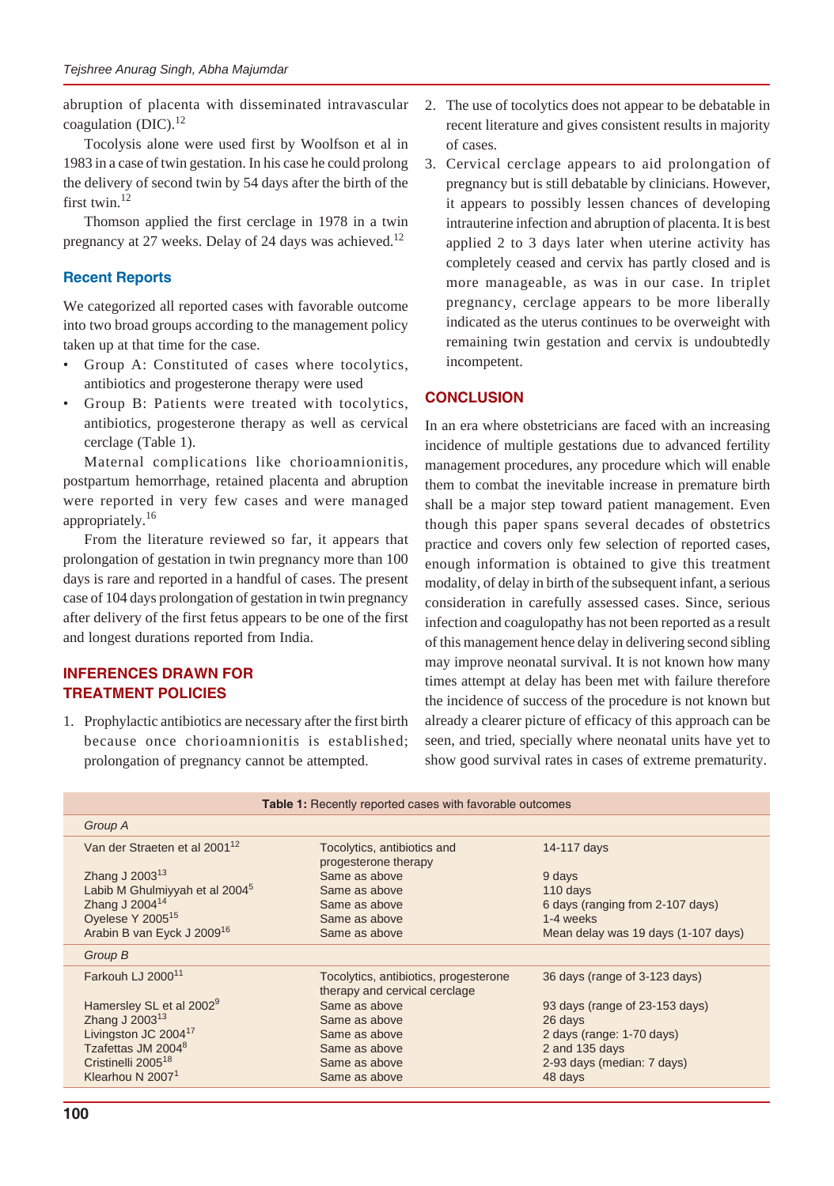abruption of placenta with disseminated intravascular coagulation (DIC).[12]

Tocolysis alone were used first by Woolfson et al in 1983 in a case of twin gestation. In his case he could prolong the delivery of second twin by 54 days after the birth of the first twin.[12]

Thomson applied the first cerclage in 1978 in a twin pregnancy at 27 weeks. Delay of 24 days was achieved.[12]

## Recent Reports

We categorized all reported cases with favorable outcome into two broad groups according to the management policy taken up at that time for the case.

- Group A: Constituted of cases where tocolytics, antibiotics and progesterone therapy were used
- Group B: Patients were treated with tocolytics, antibiotics, progesterone therapy as well as cervical cerclage (Table 1).

Maternal complications like chorioamnionitis, postpartum hemorrhage, retained placenta and abruption were reported in very few cases and were managed appropriately.[16]

From the literature reviewed so far, it appears that prolongation of gestation in twin pregnancy more than 100 days is rare and reported in a handful of cases. The present case of 104 days prolongation of gestation in twin pregnancy after delivery of the first fetus appears to be one of the first and longest durations reported from India.

## INFERENCES DRAWN FOR TREATMENT POLICIES

1. Prophylactic antibiotics are necessary after the first birth because once chorioamnionitis is established; prolongation of pregnancy cannot be attempted.
2. The use of tocolytics does not appear to be debatable in recent literature and gives consistent results in majority of cases.
3. Cervical cerclage appears to aid prolongation of pregnancy but is still debatable by clinicians. However, it appears to possibly lessen chances of developing intrauterine infection and abruption of placenta. It is best applied 2 to 3 days later when uterine activity has completely ceased and cervix has partly closed and is more manageable, as was in our case. In triplet pregnancy, cerclage appears to be more liberally indicated as the uterus continues to be overweight with remaining twin gestation and cervix is undoubtedly incompetent.

## CONCLUSION

In an era where obstetricians are faced with an increasing incidence of multiple gestations due to advanced fertility management procedures, any procedure which will enable them to combat the inevitable increase in premature birth shall be a major step toward patient management. Even though this paper spans several decades of obstetrics practice and covers only few selection of reported cases, enough information is obtained to give this treatment modality, of delay in birth of the subsequent infant, a serious consideration in carefully assessed cases. Since, serious infection and coagulopathy has not been reported as a result of this management hence delay in delivering second sibling may improve neonatal survival. It is not known how many times attempt at delay has been met with failure therefore the incidence of success of the procedure is not known but already a clearer picture of efficacy of this approach can be seen, and tried, specially where neonatal units have yet to show good survival rates in cases of extreme prematurity.

**Table 1:** Recently reported cases with favorable outcomes

| | | |
|---|---|---|
| *Group A* | | |
| Van der Straeten et al 2001[12] | Tocolytics, antibiotics and progesterone therapy | 14-117 days |
| Zhang J 2003[13] | Same as above | 9 days |
| Labib M Ghulmiyyah et al 2004[5] | Same as above | 110 days |
| Zhang J 2004[14] | Same as above | 6 days (ranging from 2-107 days) |
| Oyelese Y 2005[15] | Same as above | 1-4 weeks |
| Arabin B van Eyck J 2009[16] | Same as above | Mean delay was 19 days (1-107 days) |
| *Group B* | | |
| Farkouh LJ 2000[11] | Tocolytics, antibiotics, progesterone therapy and cervical cerclage | 36 days (range of 3-123 days) |
| Hamersley SL et al 2002[9] | Same as above | 93 days (range of 23-153 days) |
| Zhang J 2003[13] | Same as above | 26 days |
| Livingston JC 2004[17] | Same as above | 2 days (range: 1-70 days) |
| Tzafettas JM 2004[8] | Same as above | 2 and 135 days |
| Cristinelli 2005[18] | Same as above | 2-93 days (median: 7 days) |
| Klearhou N 2007[1] | Same as above | 48 days |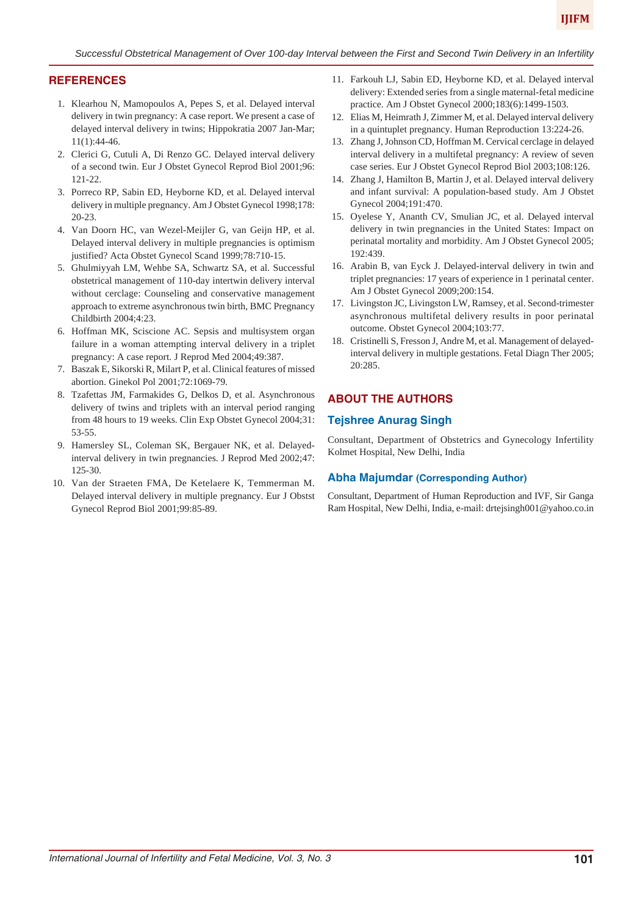## REFERENCES

1. Klearhou N, Mamopoulos A, Pepes S, et al. Delayed interval delivery in twin pregnancy: A case report. We present a case of delayed interval delivery in twins; Hippokratia 2007 Jan-Mar; 11(1):44-46.
2. Clerici G, Cutuli A, Di Renzo GC. Delayed interval delivery of a second twin. Eur J Obstet Gynecol Reprod Biol 2001;96: 121-22.
3. Porreco RP, Sabin ED, Heyborne KD, et al. Delayed interval delivery in multiple pregnancy. Am J Obstet Gynecol 1998;178: 20-23.
4. Van Doorn HC, van Wezel-Meijler G, van Geijn HP, et al. Delayed interval delivery in multiple pregnancies is optimism justified? Acta Obstet Gynecol Scand 1999;78:710-15.
5. Ghulmiyyah LM, Wehbe SA, Schwartz SA, et al. Successful obstetrical management of 110-day intertwin delivery interval without cerclage: Counseling and conservative management approach to extreme asynchronous twin birth, BMC Pregnancy Childbirth 2004;4:23.
6. Hoffman MK, Sciscione AC. Sepsis and multisystem organ failure in a woman attempting interval delivery in a triplet pregnancy: A case report. J Reprod Med 2004;49:387.
7. Baszak E, Sikorski R, Milart P, et al. Clinical features of missed abortion. Ginekol Pol 2001;72:1069-79.
8. Tzafettas JM, Farmakides G, Delkos D, et al. Asynchronous delivery of twins and triplets with an interval period ranging from 48 hours to 19 weeks. Clin Exp Obstet Gynecol 2004;31: 53-55.
9. Hamersley SL, Coleman SK, Bergauer NK, et al. Delayed-interval delivery in twin pregnancies. J Reprod Med 2002;47: 125-30.
10. Van der Straeten FMA, De Ketelaere K, Temmerman M. Delayed interval delivery in multiple pregnancy. Eur J Obstst Gynecol Reprod Biol 2001;99:85-89.
11. Farkouh LJ, Sabin ED, Heyborne KD, et al. Delayed interval delivery: Extended series from a single maternal-fetal medicine practice. Am J Obstet Gynecol 2000;183(6):1499-1503.
12. Elias M, Heimrath J, Zimmer M, et al. Delayed interval delivery in a quintuplet pregnancy. Human Reproduction 13:224-26.
13. Zhang J, Johnson CD, Hoffman M. Cervical cerclage in delayed interval delivery in a multifetal pregnancy: A review of seven case series. Eur J Obstet Gynecol Reprod Biol 2003;108:126.
14. Zhang J, Hamilton B, Martin J, et al. Delayed interval delivery and infant survival: A population-based study. Am J Obstet Gynecol 2004;191:470.
15. Oyelese Y, Ananth CV, Smulian JC, et al. Delayed interval delivery in twin pregnancies in the United States: Impact on perinatal mortality and morbidity. Am J Obstet Gynecol 2005; 192:439.
16. Arabin B, van Eyck J. Delayed-interval delivery in twin and triplet pregnancies: 17 years of experience in 1 perinatal center. Am J Obstet Gynecol 2009;200:154.
17. Livingston JC, Livingston LW, Ramsey, et al. Second-trimester asynchronous multifetal delivery results in poor perinatal outcome. Obstet Gynecol 2004;103:77.
18. Cristinelli S, Fresson J, Andre M, et al. Management of delayed-interval delivery in multiple gestations. Fetal Diagn Ther 2005; 20:285.

## ABOUT THE AUTHORS

### Tejshree Anurag Singh

Consultant, Department of Obstetrics and Gynecology Infertility Kolmet Hospital, New Delhi, India

### Abha Majumdar (Corresponding Author)

Consultant, Department of Human Reproduction and IVF, Sir Ganga Ram Hospital, New Delhi, India, e-mail: drtejsingh001@yahoo.co.in